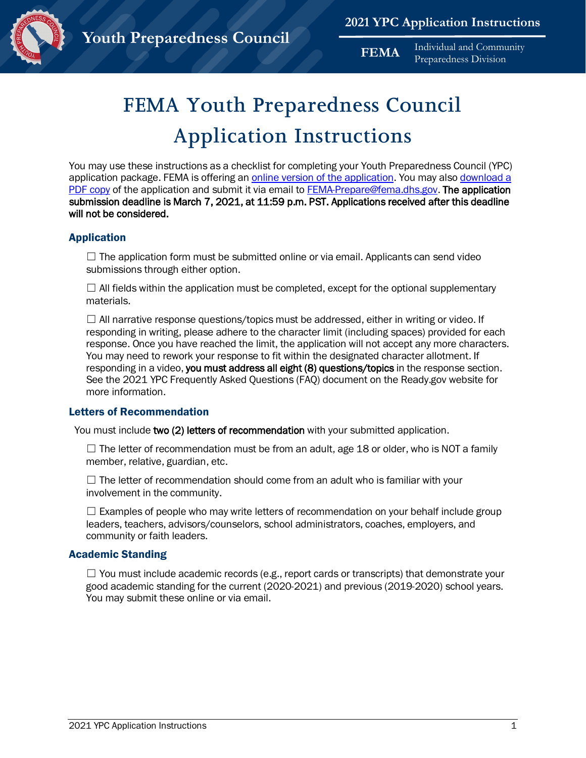# FEMA Youth Preparedness Council Application Instructions

You may use these instructions as a checklist for completing your Youth Preparedness Council (YPC) application package. FEMA is offering an online version of the application. You may also download a PDF copy of the application and submit it via email to FEMA-Prepare@fema.dhs.gov. **The application submission deadline is March 7, 2021, at 11:59 p.m. PST. Applications received after this deadline will not be considered.**

## Application

- ☐ The application form must be submitted online or via email. Applicants can send video submissions through either option.
- ☐ All fields within the application must be completed, except for the optional supplementary materials.
- ☐ All narrative response questions/topics must be addressed, either in writing or video. If responding in writing, please adhere to the character limit (including spaces) provided for each response. Once you have reached the limit, the application will not accept any more characters. You may need to rework your response to fit within the designated character allotment. If responding in a video, **you must address all eight (8) questions/topics** in the response section. See the 2021 YPC Frequently Asked Questions (FAQ) document on the Ready.gov website for more information.

## Letters of Recommendation

You must include **two (2) letters of recommendation** with your submitted application.

- ☐ The letter of recommendation must be from an adult, age 18 or older, who is NOT a family member, relative, guardian, etc.
- ☐ The letter of recommendation should come from an adult who is familiar with your involvement in the community.
- ☐ Examples of people who may write letters of recommendation on your behalf include group leaders, teachers, advisors/counselors, school administrators, coaches, employers, and community or faith leaders.

## Academic Standing

- ☐ You must include academic records (e.g., report cards or transcripts) that demonstrate your good academic standing for the current (2020-2021) and previous (2019-2020) school years. You may submit these online or via email.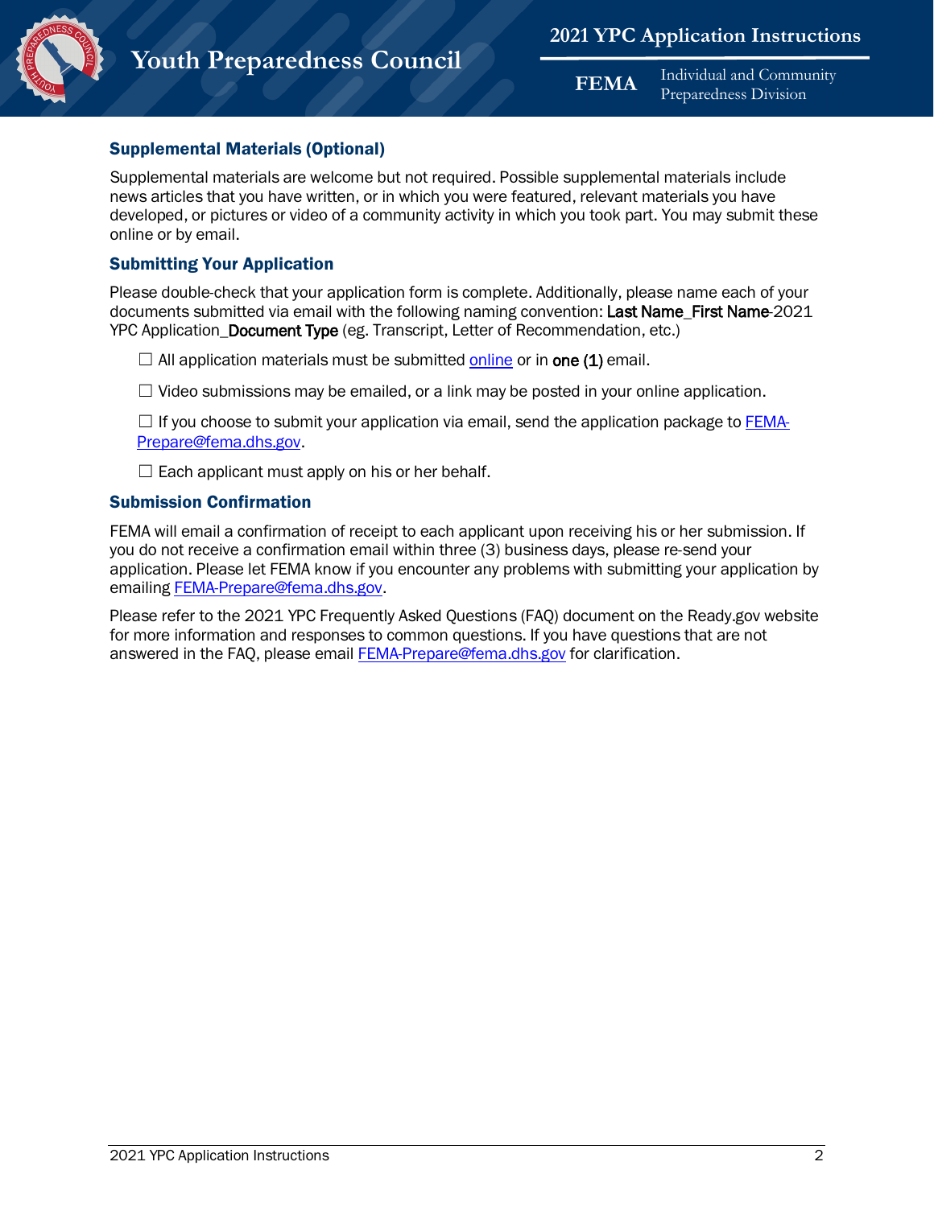## Supplemental Materials (Optional)

Supplemental materials are welcome but not required. Possible supplemental materials include news articles that you have written, or in which you were featured, relevant materials you have developed, or pictures or video of a community activity in which you took part. You may submit these online or by email.

## Submitting Your Application

Please double-check that your application form is complete. Additionally, please name each of your documents submitted via email with the following naming convention: **Last Name_First Name**-2021 YPC Application_**Document Type** (eg. Transcript, Letter of Recommendation, etc.)

- ☐ All application materials must be submitted online or in **one (1)** email.
- ☐ Video submissions may be emailed, or a link may be posted in your online application.
- ☐ If you choose to submit your application via email, send the application package to FEMA-Prepare@fema.dhs.gov.
- ☐ Each applicant must apply on his or her behalf.

## Submission Confirmation

FEMA will email a confirmation of receipt to each applicant upon receiving his or her submission. If you do not receive a confirmation email within three (3) business days, please re-send your application. Please let FEMA know if you encounter any problems with submitting your application by emailing FEMA-Prepare@fema.dhs.gov.

Please refer to the 2021 YPC Frequently Asked Questions (FAQ) document on the Ready.gov website for more information and responses to common questions. If you have questions that are not answered in the FAQ, please email FEMA-Prepare@fema.dhs.gov for clarification.